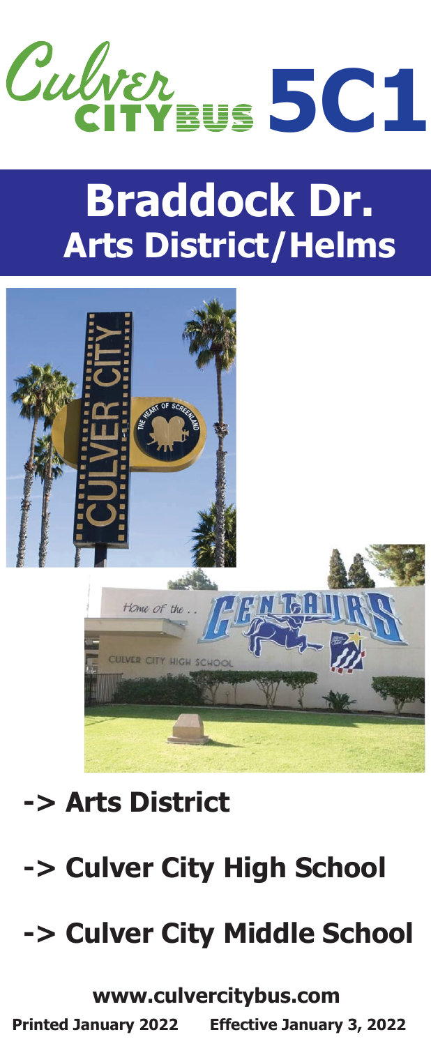# Culver CityBus 5C1

## Braddock Dr.
## Arts District/Helms

**-> Arts District**

**-> Culver City High School**

**-> Culver City Middle School**

**www.culvercitybus.com**

**Printed January 2022** **Effective January 3, 2022**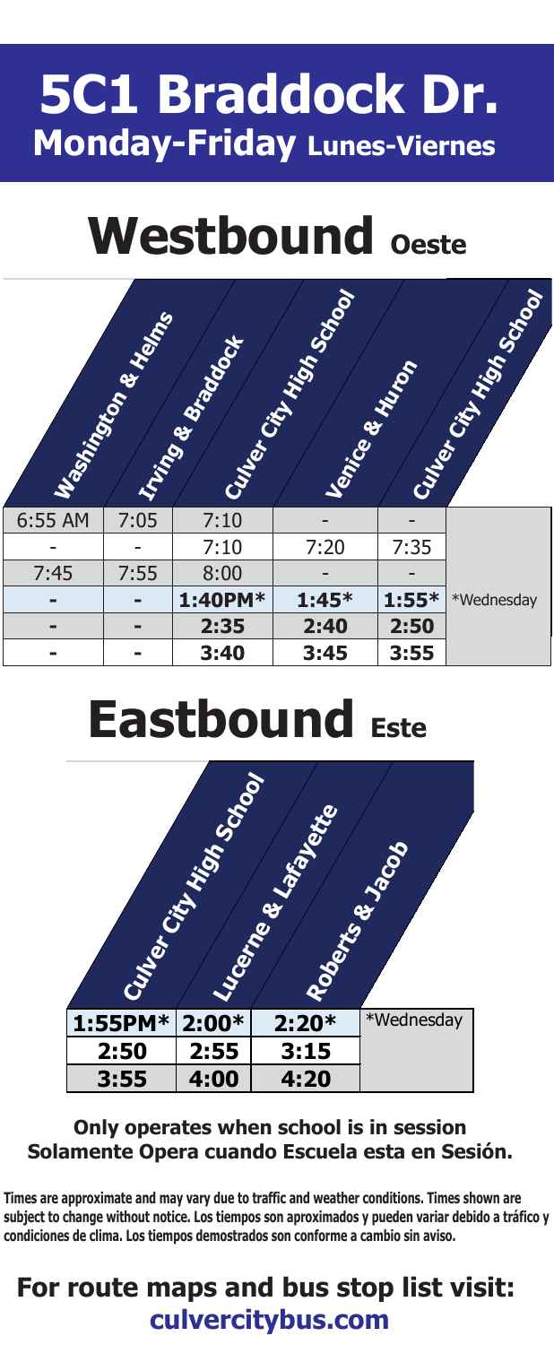# 5C1 Braddock Dr.

## Monday-Friday Lunes-Viernes

## Westbound Oeste

| Washington & Helms | Irving & Braddock | Culver City High School | Venice & Huron | Culver City High School | |
|---|---|---|---|---|---|
| 6:55 AM | 7:05 | 7:10 | - | - | |
| - | - | 7:10 | 7:20 | 7:35 | |
| 7:45 | 7:55 | 8:00 | - | - | |
| **-** | **-** | **1:40PM*** | **1:45*** | **1:55*** | *Wednesday |
| **-** | **-** | **2:35** | **2:40** | **2:50** | |
| **-** | **-** | **3:40** | **3:45** | **3:55** | |

## Eastbound Este

| Culver City High School | Lucerne & Lafayette | Roberts & Jacob | |
|---|---|---|---|
| **1:55PM*** | **2:00*** | **2:20*** | *Wednesday |
| **2:50** | **2:55** | **3:15** | |
| **3:55** | **4:00** | **4:20** | |

**Only operates when school is in session**
**Solamente Opera cuando Escuela esta en Sesión.**

**Times are approximate and may vary due to traffic and weather conditions. Times shown are subject to change without notice. Los tiempos son aproximados y pueden variar debido a tráfico y condiciones de clima. Los tiempos demostrados son conforme a cambio sin aviso.**

**For route maps and bus stop list visit:**
**culvercitybus.com**